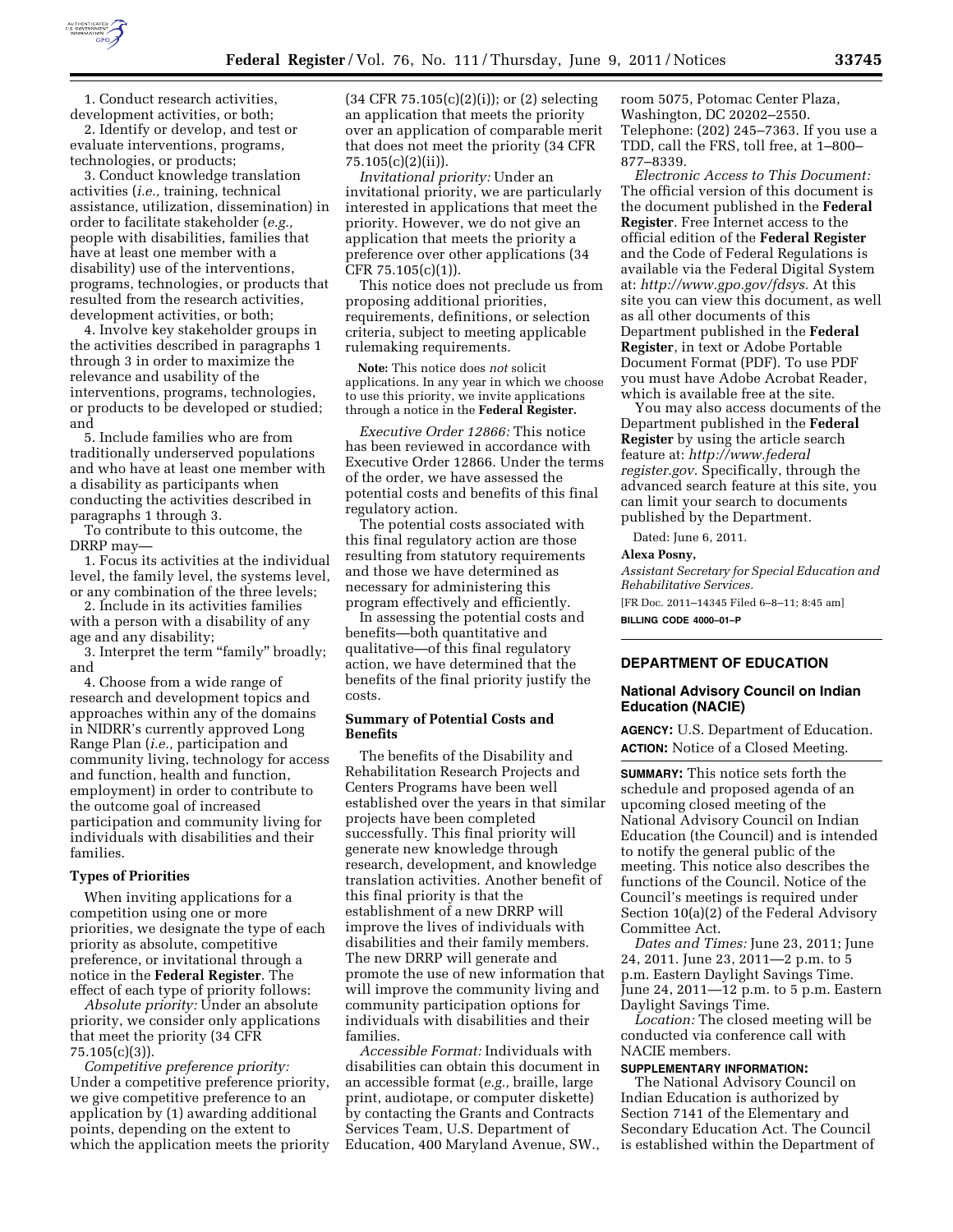1. Conduct research activities, development activities, or both;

2. Identify or develop, and test or evaluate interventions, programs, technologies, or products;

3. Conduct knowledge translation activities (*i.e.,* training, technical assistance, utilization, dissemination) in order to facilitate stakeholder (*e.g.,* people with disabilities, families that have at least one member with a disability) use of the interventions, programs, technologies, or products that resulted from the research activities, development activities, or both;

4. Involve key stakeholder groups in the activities described in paragraphs 1 through 3 in order to maximize the relevance and usability of the interventions, programs, technologies, or products to be developed or studied; and

5. Include families who are from traditionally underserved populations and who have at least one member with a disability as participants when conducting the activities described in paragraphs 1 through 3.

To contribute to this outcome, the DRRP may—

1. Focus its activities at the individual level, the family level, the systems level, or any combination of the three levels;

2. Include in its activities families with a person with a disability of any age and any disability;

3. Interpret the term "family" broadly; and

4. Choose from a wide range of research and development topics and approaches within any of the domains in NIDRR's currently approved Long Range Plan (*i.e.,* participation and community living, technology for access and function, health and function, employment) in order to contribute to the outcome goal of increased participation and community living for individuals with disabilities and their families.

**Types of Priorities**

When inviting applications for a competition using one or more priorities, we designate the type of each priority as absolute, competitive preference, or invitational through a notice in the **Federal Register**. The effect of each type of priority follows:

*Absolute priority:* Under an absolute priority, we consider only applications that meet the priority (34 CFR 75.105(c)(3)).

*Competitive preference priority:* Under a competitive preference priority, we give competitive preference to an application by (1) awarding additional points, depending on the extent to which the application meets the priority (34 CFR 75.105(c)(2)(i)); or (2) selecting an application that meets the priority over an application of comparable merit that does not meet the priority (34 CFR 75.105(c)(2)(ii)).

*Invitational priority:* Under an invitational priority, we are particularly interested in applications that meet the priority. However, we do not give an application that meets the priority a preference over other applications (34 CFR 75.105(c)(1)).

This notice does not preclude us from proposing additional priorities, requirements, definitions, or selection criteria, subject to meeting applicable rulemaking requirements.

**Note:** This notice does *not* solicit applications. In any year in which we choose to use this priority, we invite applications through a notice in the **Federal Register.**

*Executive Order 12866:* This notice has been reviewed in accordance with Executive Order 12866. Under the terms of the order, we have assessed the potential costs and benefits of this final regulatory action.

The potential costs associated with this final regulatory action are those resulting from statutory requirements and those we have determined as necessary for administering this program effectively and efficiently.

In assessing the potential costs and benefits—both quantitative and qualitative—of this final regulatory action, we have determined that the benefits of the final priority justify the costs.

**Summary of Potential Costs and Benefits**

The benefits of the Disability and Rehabilitation Research Projects and Centers Programs have been well established over the years in that similar projects have been completed successfully. This final priority will generate new knowledge through research, development, and knowledge translation activities. Another benefit of this final priority is that the establishment of a new DRRP will improve the lives of individuals with disabilities and their family members. The new DRRP will generate and promote the use of new information that will improve the community living and community participation options for individuals with disabilities and their families.

*Accessible Format:* Individuals with disabilities can obtain this document in an accessible format (*e.g.,* braille, large print, audiotape, or computer diskette) by contacting the Grants and Contracts Services Team, U.S. Department of Education, 400 Maryland Avenue, SW., room 5075, Potomac Center Plaza, Washington, DC 20202–2550. Telephone: (202) 245–7363. If you use a TDD, call the FRS, toll free, at 1–800–877–8339.

*Electronic Access to This Document:* The official version of this document is the document published in the **Federal Register**. Free Internet access to the official edition of the **Federal Register** and the Code of Federal Regulations is available via the Federal Digital System at: *http://www.gpo.gov/fdsys.* At this site you can view this document, as well as all other documents of this Department published in the **Federal Register**, in text or Adobe Portable Document Format (PDF). To use PDF you must have Adobe Acrobat Reader, which is available free at the site.

You may also access documents of the Department published in the **Federal Register** by using the article search feature at: *http://www.federalregister.gov.* Specifically, through the advanced search feature at this site, you can limit your search to documents published by the Department.

Dated: June 6, 2011.

**Alexa Posny,**

*Assistant Secretary for Special Education and Rehabilitative Services.*

[FR Doc. 2011–14345 Filed 6–8–11; 8:45 am]

**BILLING CODE 4000–01–P**

---

## DEPARTMENT OF EDUCATION

### National Advisory Council on Indian Education (NACIE)

**AGENCY:** U.S. Department of Education.

**ACTION:** Notice of a Closed Meeting.

**SUMMARY:** This notice sets forth the schedule and proposed agenda of an upcoming closed meeting of the National Advisory Council on Indian Education (the Council) and is intended to notify the general public of the meeting. This notice also describes the functions of the Council. Notice of the Council's meetings is required under Section 10(a)(2) of the Federal Advisory Committee Act.

*Dates and Times:* June 23, 2011; June 24, 2011. June 23, 2011—2 p.m. to 5 p.m. Eastern Daylight Savings Time. June 24, 2011—12 p.m. to 5 p.m. Eastern Daylight Savings Time.

*Location:* The closed meeting will be conducted via conference call with NACIE members.

**SUPPLEMENTARY INFORMATION:**

The National Advisory Council on Indian Education is authorized by Section 7141 of the Elementary and Secondary Education Act. The Council is established within the Department of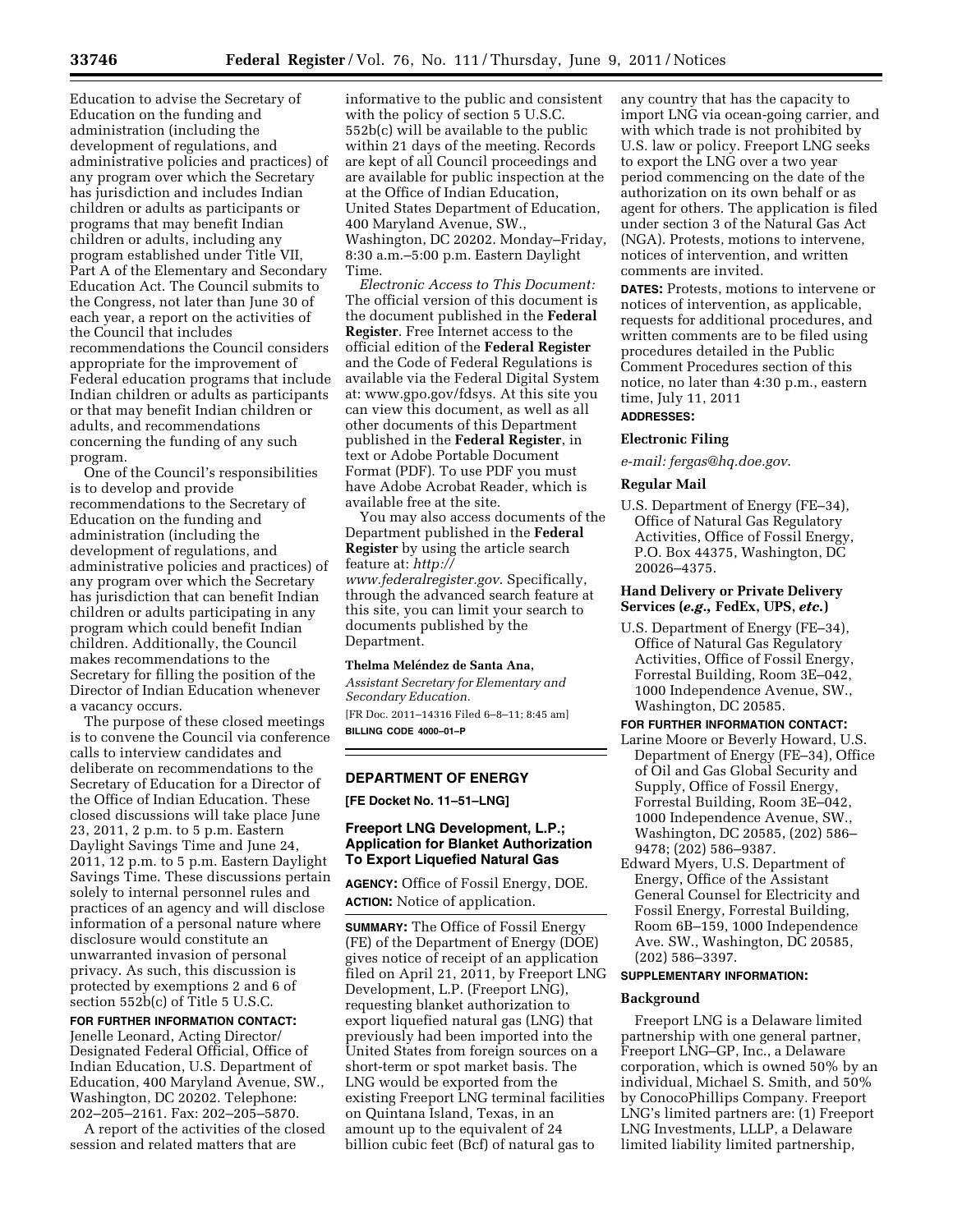Education to advise the Secretary of Education on the funding and administration (including the development of regulations, and administrative policies and practices) of any program over which the Secretary has jurisdiction and includes Indian children or adults as participants or programs that may benefit Indian children or adults, including any program established under Title VII, Part A of the Elementary and Secondary Education Act. The Council submits to the Congress, not later than June 30 of each year, a report on the activities of the Council that includes recommendations the Council considers appropriate for the improvement of Federal education programs that include Indian children or adults as participants or that may benefit Indian children or adults, and recommendations concerning the funding of any such program.

One of the Council's responsibilities is to develop and provide recommendations to the Secretary of Education on the funding and administration (including the development of regulations, and administrative policies and practices) of any program over which the Secretary has jurisdiction that can benefit Indian children or adults participating in any program which could benefit Indian children. Additionally, the Council makes recommendations to the Secretary for filling the position of the Director of Indian Education whenever a vacancy occurs.

The purpose of these closed meetings is to convene the Council via conference calls to interview candidates and deliberate on recommendations to the Secretary of Education for a Director of the Office of Indian Education. These closed discussions will take place June 23, 2011, 2 p.m. to 5 p.m. Eastern Daylight Savings Time and June 24, 2011, 12 p.m. to 5 p.m. Eastern Daylight Savings Time. These discussions pertain solely to internal personnel rules and practices of an agency and will disclose information of a personal nature where disclosure would constitute an unwarranted invasion of personal privacy. As such, this discussion is protected by exemptions 2 and 6 of section 552b(c) of Title 5 U.S.C.

**FOR FURTHER INFORMATION CONTACT:** Jenelle Leonard, Acting Director/ Designated Federal Official, Office of Indian Education, U.S. Department of Education, 400 Maryland Avenue, SW., Washington, DC 20202. Telephone: 202–205–2161. Fax: 202–205–5870.

A report of the activities of the closed session and related matters that are informative to the public and consistent with the policy of section 5 U.S.C. 552b(c) will be available to the public within 21 days of the meeting. Records are kept of all Council proceedings and are available for public inspection at the at the Office of Indian Education, United States Department of Education, 400 Maryland Avenue, SW., Washington, DC 20202. Monday–Friday, 8:30 a.m.–5:00 p.m. Eastern Daylight Time.

*Electronic Access to This Document:* The official version of this document is the document published in the **Federal Register**. Free Internet access to the official edition of the **Federal Register** and the Code of Federal Regulations is available via the Federal Digital System at: www.gpo.gov/fdsys. At this site you can view this document, as well as all other documents of this Department published in the **Federal Register**, in text or Adobe Portable Document Format (PDF). To use PDF you must have Adobe Acrobat Reader, which is available free at the site.

You may also access documents of the Department published in the **Federal Register** by using the article search feature at: *http://www.federalregister.gov*. Specifically, through the advanced search feature at this site, you can limit your search to documents published by the Department.

**Thelma Meléndez de Santa Ana,**

*Assistant Secretary for Elementary and Secondary Education.*

[FR Doc. 2011–14316 Filed 6–8–11; 8:45 am]

**BILLING CODE 4000–01–P**

## DEPARTMENT OF ENERGY

**[FE Docket No. 11–51–LNG]**

## Freeport LNG Development, L.P.; Application for Blanket Authorization To Export Liquefied Natural Gas

**AGENCY:** Office of Fossil Energy, DOE.

**ACTION:** Notice of application.

**SUMMARY:** The Office of Fossil Energy (FE) of the Department of Energy (DOE) gives notice of receipt of an application filed on April 21, 2011, by Freeport LNG Development, L.P. (Freeport LNG), requesting blanket authorization to export liquefied natural gas (LNG) that previously had been imported into the United States from foreign sources on a short-term or spot market basis. The LNG would be exported from the existing Freeport LNG terminal facilities on Quintana Island, Texas, in an amount up to the equivalent of 24 billion cubic feet (Bcf) of natural gas to any country that has the capacity to import LNG via ocean-going carrier, and with which trade is not prohibited by U.S. law or policy. Freeport LNG seeks to export the LNG over a two year period commencing on the date of the authorization on its own behalf or as agent for others. The application is filed under section 3 of the Natural Gas Act (NGA). Protests, motions to intervene, notices of intervention, and written comments are invited.

**DATES:** Protests, motions to intervene or notices of intervention, as applicable, requests for additional procedures, and written comments are to be filed using procedures detailed in the Public Comment Procedures section of this notice, no later than 4:30 p.m., eastern time, July 11, 2011

**ADDRESSES:**

### Electronic Filing

*e-mail: fergas@hq.doe.gov*.

### Regular Mail

U.S. Department of Energy (FE–34), Office of Natural Gas Regulatory Activities, Office of Fossil Energy, P.O. Box 44375, Washington, DC 20026–4375.

### Hand Delivery or Private Delivery Services (*e.g.*, FedEx, UPS, *etc.*)

U.S. Department of Energy (FE–34), Office of Natural Gas Regulatory Activities, Office of Fossil Energy, Forrestal Building, Room 3E–042, 1000 Independence Avenue, SW., Washington, DC 20585.

**FOR FURTHER INFORMATION CONTACT:**

Larine Moore or Beverly Howard, U.S. Department of Energy (FE–34), Office of Oil and Gas Global Security and Supply, Office of Fossil Energy, Forrestal Building, Room 3E–042, 1000 Independence Avenue, SW., Washington, DC 20585, (202) 586–9478; (202) 586–9387.

Edward Myers, U.S. Department of Energy, Office of the Assistant General Counsel for Electricity and Fossil Energy, Forrestal Building, Room 6B–159, 1000 Independence Ave. SW., Washington, DC 20585, (202) 586–3397.

**SUPPLEMENTARY INFORMATION:**

### Background

Freeport LNG is a Delaware limited partnership with one general partner, Freeport LNG–GP, Inc., a Delaware corporation, which is owned 50% by an individual, Michael S. Smith, and 50% by ConocoPhillips Company. Freeport LNG's limited partners are: (1) Freeport LNG Investments, LLLP, a Delaware limited liability limited partnership,